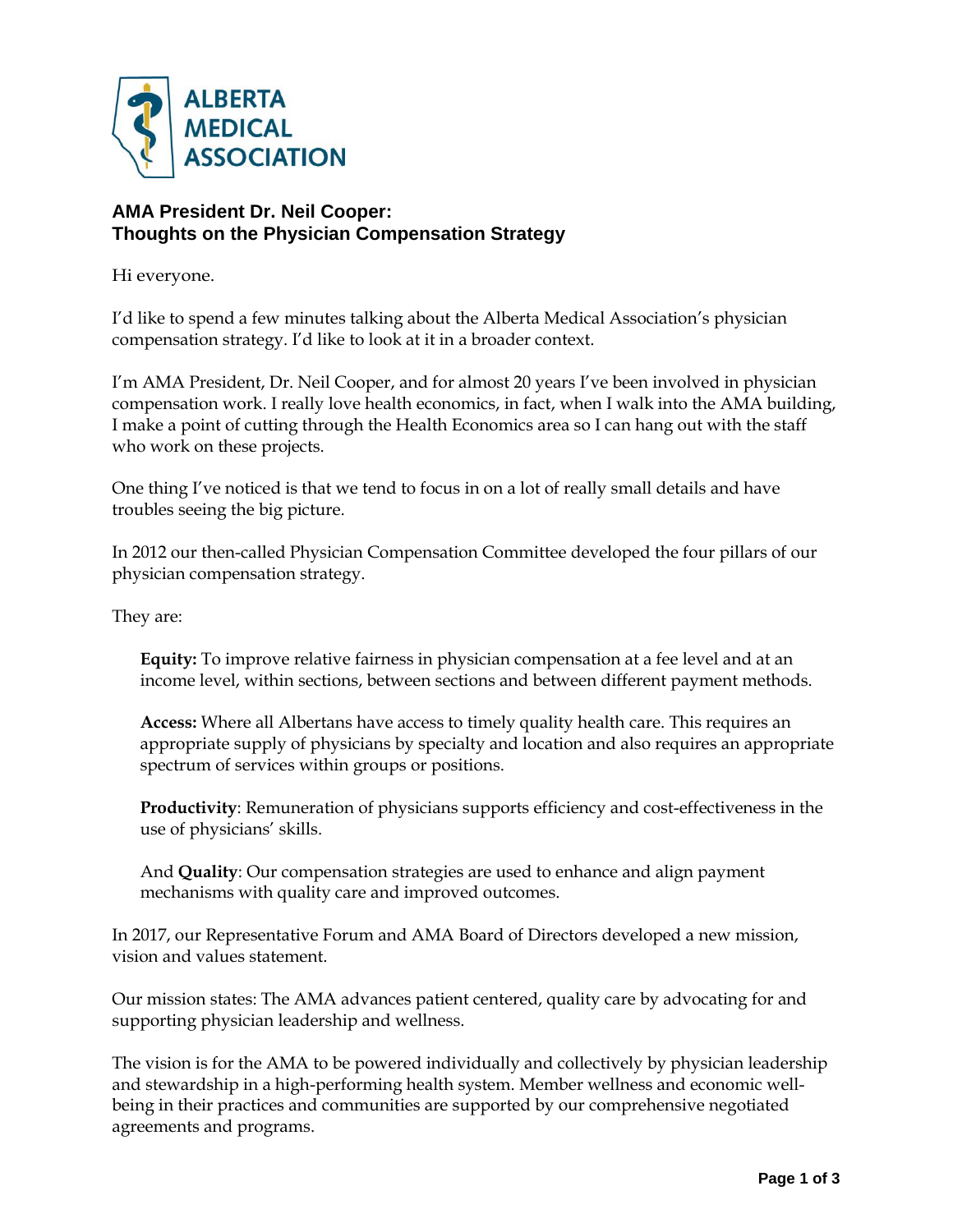ALBERTA MEDICAL ASSOCIATION

## AMA President Dr. Neil Cooper: Thoughts on the Physician Compensation Strategy

Hi everyone.

I'd like to spend a few minutes talking about the Alberta Medical Association's physician compensation strategy. I'd like to look at it in a broader context.

I'm AMA President, Dr. Neil Cooper, and for almost 20 years I've been involved in physician compensation work. I really love health economics, in fact, when I walk into the AMA building, I make a point of cutting through the Health Economics area so I can hang out with the staff who work on these projects.

One thing I've noticed is that we tend to focus in on a lot of really small details and have troubles seeing the big picture.

In 2012 our then-called Physician Compensation Committee developed the four pillars of our physician compensation strategy.

They are:

> **Equity:** To improve relative fairness in physician compensation at a fee level and at an income level, within sections, between sections and between different payment methods.
>
> **Access:** Where all Albertans have access to timely quality health care. This requires an appropriate supply of physicians by specialty and location and also requires an appropriate spectrum of services within groups or positions.
>
> **Productivity**: Remuneration of physicians supports efficiency and cost-effectiveness in the use of physicians' skills.
>
> And **Quality**: Our compensation strategies are used to enhance and align payment mechanisms with quality care and improved outcomes.

In 2017, our Representative Forum and AMA Board of Directors developed a new mission, vision and values statement.

Our mission states: The AMA advances patient centered, quality care by advocating for and supporting physician leadership and wellness.

The vision is for the AMA to be powered individually and collectively by physician leadership and stewardship in a high-performing health system. Member wellness and economic well-being in their practices and communities are supported by our comprehensive negotiated agreements and programs.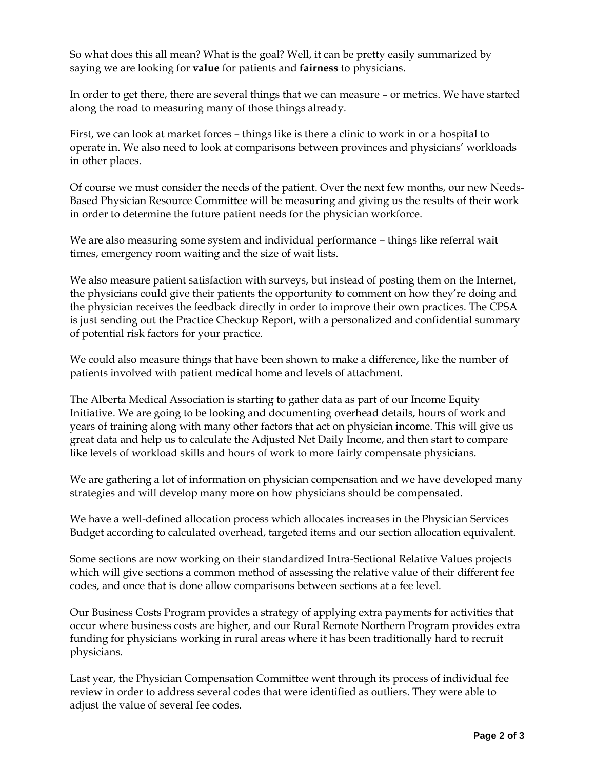So what does this all mean? What is the goal? Well, it can be pretty easily summarized by saying we are looking for **value** for patients and **fairness** to physicians.

In order to get there, there are several things that we can measure – or metrics. We have started along the road to measuring many of those things already.

First, we can look at market forces – things like is there a clinic to work in or a hospital to operate in. We also need to look at comparisons between provinces and physicians' workloads in other places.

Of course we must consider the needs of the patient. Over the next few months, our new Needs-Based Physician Resource Committee will be measuring and giving us the results of their work in order to determine the future patient needs for the physician workforce.

We are also measuring some system and individual performance – things like referral wait times, emergency room waiting and the size of wait lists.

We also measure patient satisfaction with surveys, but instead of posting them on the Internet, the physicians could give their patients the opportunity to comment on how they're doing and the physician receives the feedback directly in order to improve their own practices. The CPSA is just sending out the Practice Checkup Report, with a personalized and confidential summary of potential risk factors for your practice.

We could also measure things that have been shown to make a difference, like the number of patients involved with patient medical home and levels of attachment.

The Alberta Medical Association is starting to gather data as part of our Income Equity Initiative. We are going to be looking and documenting overhead details, hours of work and years of training along with many other factors that act on physician income. This will give us great data and help us to calculate the Adjusted Net Daily Income, and then start to compare like levels of workload skills and hours of work to more fairly compensate physicians.

We are gathering a lot of information on physician compensation and we have developed many strategies and will develop many more on how physicians should be compensated.

We have a well-defined allocation process which allocates increases in the Physician Services Budget according to calculated overhead, targeted items and our section allocation equivalent.

Some sections are now working on their standardized Intra-Sectional Relative Values projects which will give sections a common method of assessing the relative value of their different fee codes, and once that is done allow comparisons between sections at a fee level.

Our Business Costs Program provides a strategy of applying extra payments for activities that occur where business costs are higher, and our Rural Remote Northern Program provides extra funding for physicians working in rural areas where it has been traditionally hard to recruit physicians.

Last year, the Physician Compensation Committee went through its process of individual fee review in order to address several codes that were identified as outliers. They were able to adjust the value of several fee codes.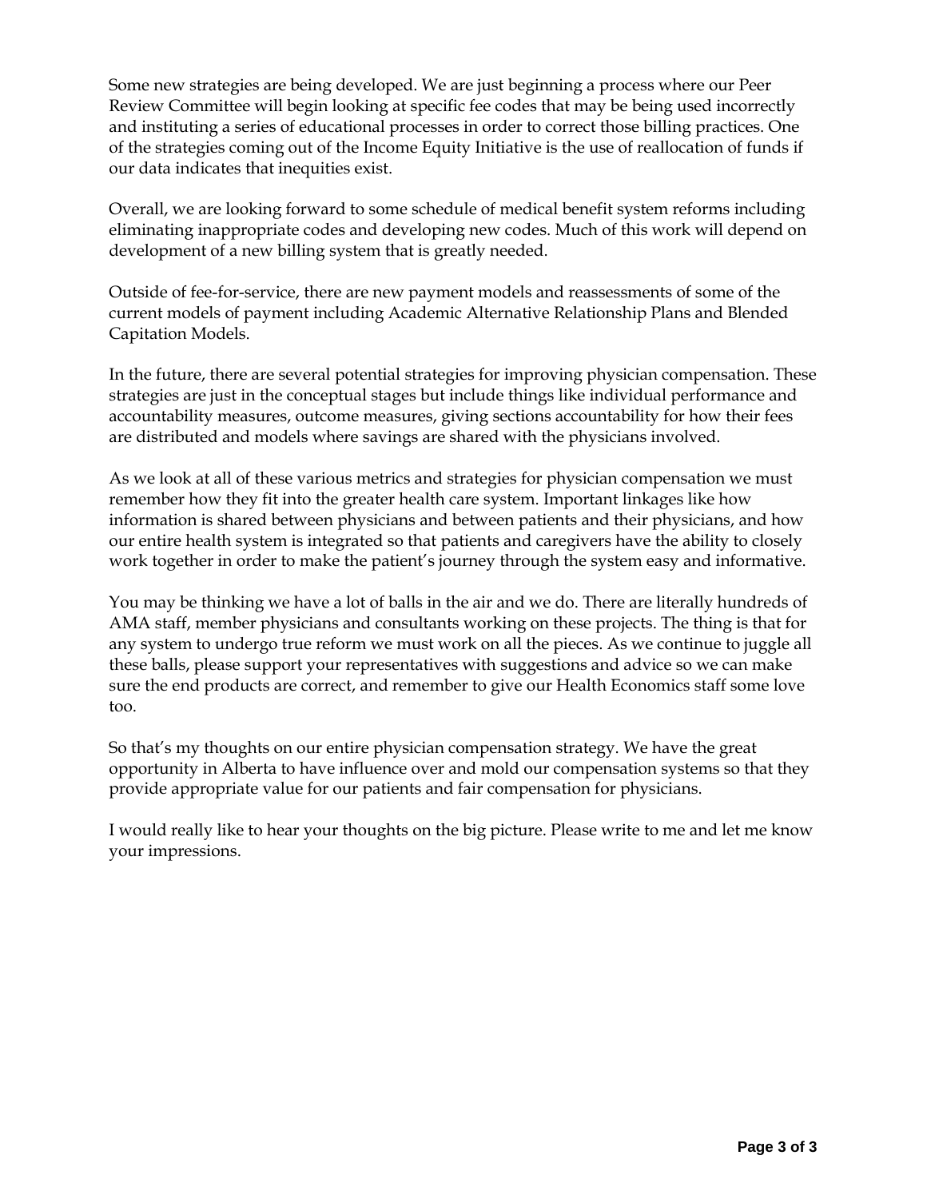Some new strategies are being developed. We are just beginning a process where our Peer Review Committee will begin looking at specific fee codes that may be being used incorrectly and instituting a series of educational processes in order to correct those billing practices. One of the strategies coming out of the Income Equity Initiative is the use of reallocation of funds if our data indicates that inequities exist.

Overall, we are looking forward to some schedule of medical benefit system reforms including eliminating inappropriate codes and developing new codes. Much of this work will depend on development of a new billing system that is greatly needed.

Outside of fee-for-service, there are new payment models and reassessments of some of the current models of payment including Academic Alternative Relationship Plans and Blended Capitation Models.

In the future, there are several potential strategies for improving physician compensation. These strategies are just in the conceptual stages but include things like individual performance and accountability measures, outcome measures, giving sections accountability for how their fees are distributed and models where savings are shared with the physicians involved.

As we look at all of these various metrics and strategies for physician compensation we must remember how they fit into the greater health care system. Important linkages like how information is shared between physicians and between patients and their physicians, and how our entire health system is integrated so that patients and caregivers have the ability to closely work together in order to make the patient's journey through the system easy and informative.

You may be thinking we have a lot of balls in the air and we do. There are literally hundreds of AMA staff, member physicians and consultants working on these projects. The thing is that for any system to undergo true reform we must work on all the pieces. As we continue to juggle all these balls, please support your representatives with suggestions and advice so we can make sure the end products are correct, and remember to give our Health Economics staff some love too.

So that's my thoughts on our entire physician compensation strategy. We have the great opportunity in Alberta to have influence over and mold our compensation systems so that they provide appropriate value for our patients and fair compensation for physicians.

I would really like to hear your thoughts on the big picture. Please write to me and let me know your impressions.